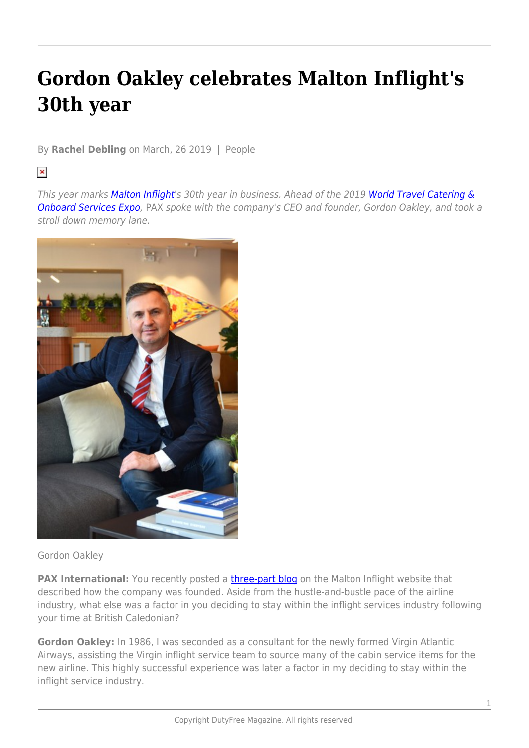# Gordon Oakley celebrates Malton Inflight's 30th year

By **Rachel Debling** on March, 26 2019 | People

*This year marks Malton Inflight's 30th year in business. Ahead of the 2019 World Travel Catering & Onboard Services Expo, PAX spoke with the company's CEO and founder, Gordon Oakley, and took a stroll down memory lane.*

Gordon Oakley

**PAX International:** You recently posted a three-part blog on the Malton Inflight website that described how the company was founded. Aside from the hustle-and-bustle pace of the airline industry, what else was a factor in you deciding to stay within the inflight services industry following your time at British Caledonian?

**Gordon Oakley:** In 1986, I was seconded as a consultant for the newly formed Virgin Atlantic Airways, assisting the Virgin inflight service team to source many of the cabin service items for the new airline. This highly successful experience was later a factor in my deciding to stay within the inflight service industry.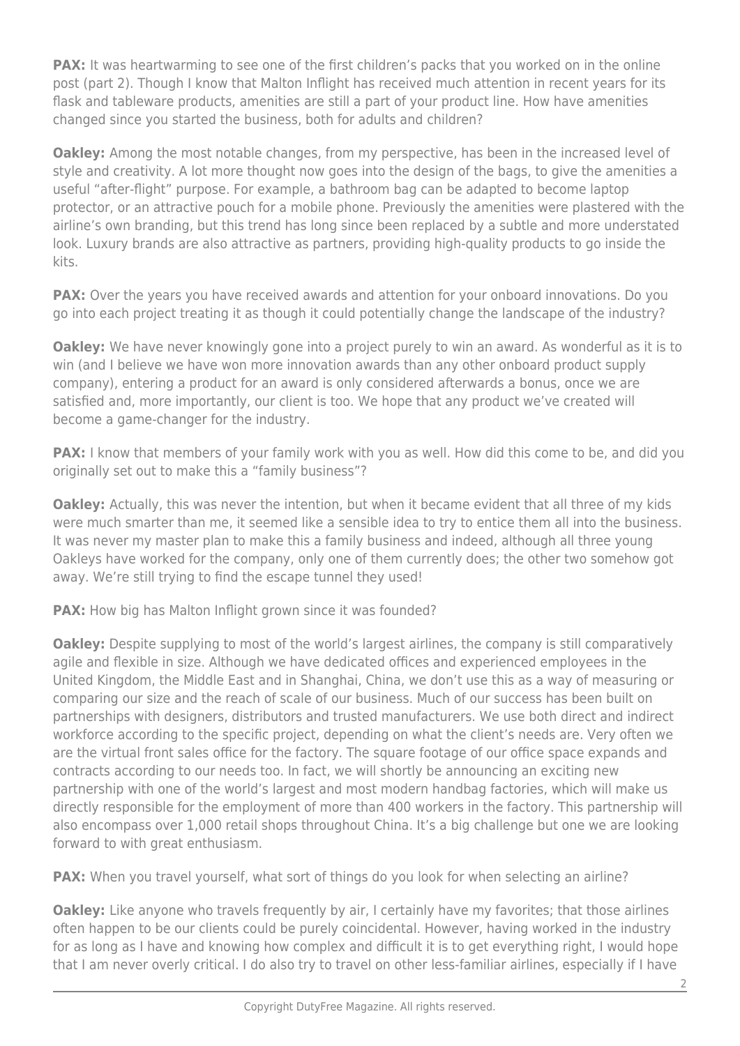**PAX:** It was heartwarming to see one of the first children's packs that you worked on in the online post (part 2). Though I know that Malton Inflight has received much attention in recent years for its flask and tableware products, amenities are still a part of your product line. How have amenities changed since you started the business, both for adults and children?

**Oakley:** Among the most notable changes, from my perspective, has been in the increased level of style and creativity. A lot more thought now goes into the design of the bags, to give the amenities a useful "after-flight" purpose. For example, a bathroom bag can be adapted to become laptop protector, or an attractive pouch for a mobile phone. Previously the amenities were plastered with the airline's own branding, but this trend has long since been replaced by a subtle and more understated look. Luxury brands are also attractive as partners, providing high-quality products to go inside the kits.

**PAX:** Over the years you have received awards and attention for your onboard innovations. Do you go into each project treating it as though it could potentially change the landscape of the industry?

**Oakley:** We have never knowingly gone into a project purely to win an award. As wonderful as it is to win (and I believe we have won more innovation awards than any other onboard product supply company), entering a product for an award is only considered afterwards a bonus, once we are satisfied and, more importantly, our client is too. We hope that any product we've created will become a game-changer for the industry.

**PAX:** I know that members of your family work with you as well. How did this come to be, and did you originally set out to make this a "family business"?

**Oakley:** Actually, this was never the intention, but when it became evident that all three of my kids were much smarter than me, it seemed like a sensible idea to try to entice them all into the business. It was never my master plan to make this a family business and indeed, although all three young Oakleys have worked for the company, only one of them currently does; the other two somehow got away. We're still trying to find the escape tunnel they used!

**PAX:** How big has Malton Inflight grown since it was founded?

**Oakley:** Despite supplying to most of the world's largest airlines, the company is still comparatively agile and flexible in size. Although we have dedicated offices and experienced employees in the United Kingdom, the Middle East and in Shanghai, China, we don't use this as a way of measuring or comparing our size and the reach of scale of our business. Much of our success has been built on partnerships with designers, distributors and trusted manufacturers. We use both direct and indirect workforce according to the specific project, depending on what the client's needs are. Very often we are the virtual front sales office for the factory. The square footage of our office space expands and contracts according to our needs too. In fact, we will shortly be announcing an exciting new partnership with one of the world's largest and most modern handbag factories, which will make us directly responsible for the employment of more than 400 workers in the factory. This partnership will also encompass over 1,000 retail shops throughout China. It's a big challenge but one we are looking forward to with great enthusiasm.

**PAX:** When you travel yourself, what sort of things do you look for when selecting an airline?

**Oakley:** Like anyone who travels frequently by air, I certainly have my favorites; that those airlines often happen to be our clients could be purely coincidental. However, having worked in the industry for as long as I have and knowing how complex and difficult it is to get everything right, I would hope that I am never overly critical. I do also try to travel on other less-familiar airlines, especially if I have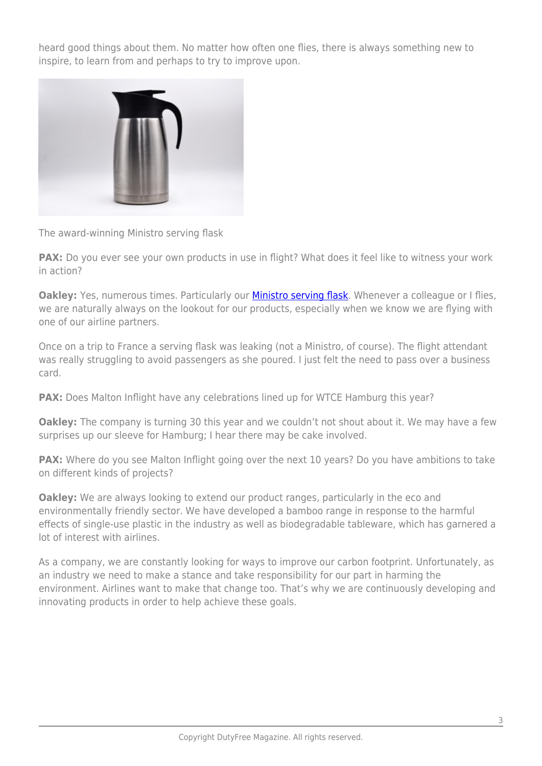heard good things about them. No matter how often one flies, there is always something new to inspire, to learn from and perhaps to try to improve upon.

The award-winning Ministro serving flask

**PAX:** Do you ever see your own products in use in flight? What does it feel like to witness your work in action?

**Oakley:** Yes, numerous times. Particularly our Ministro serving flask. Whenever a colleague or I flies, we are naturally always on the lookout for our products, especially when we know we are flying with one of our airline partners.

Once on a trip to France a serving flask was leaking (not a Ministro, of course). The flight attendant was really struggling to avoid passengers as she poured. I just felt the need to pass over a business card.

**PAX:** Does Malton Inflight have any celebrations lined up for WTCE Hamburg this year?

**Oakley:** The company is turning 30 this year and we couldn't not shout about it. We may have a few surprises up our sleeve for Hamburg; I hear there may be cake involved.

**PAX:** Where do you see Malton Inflight going over the next 10 years? Do you have ambitions to take on different kinds of projects?

**Oakley:** We are always looking to extend our product ranges, particularly in the eco and environmentally friendly sector. We have developed a bamboo range in response to the harmful effects of single-use plastic in the industry as well as biodegradable tableware, which has garnered a lot of interest with airlines.

As a company, we are constantly looking for ways to improve our carbon footprint. Unfortunately, as an industry we need to make a stance and take responsibility for our part in harming the environment. Airlines want to make that change too. That's why we are continuously developing and innovating products in order to help achieve these goals.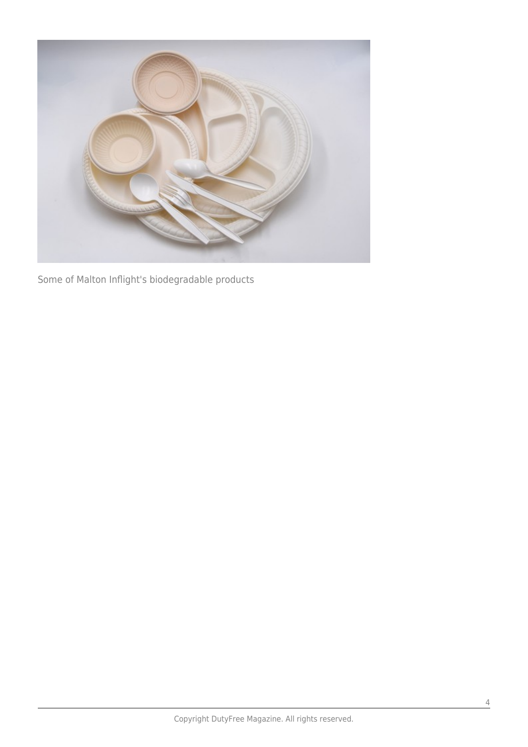Some of Malton Inflight's biodegradable products